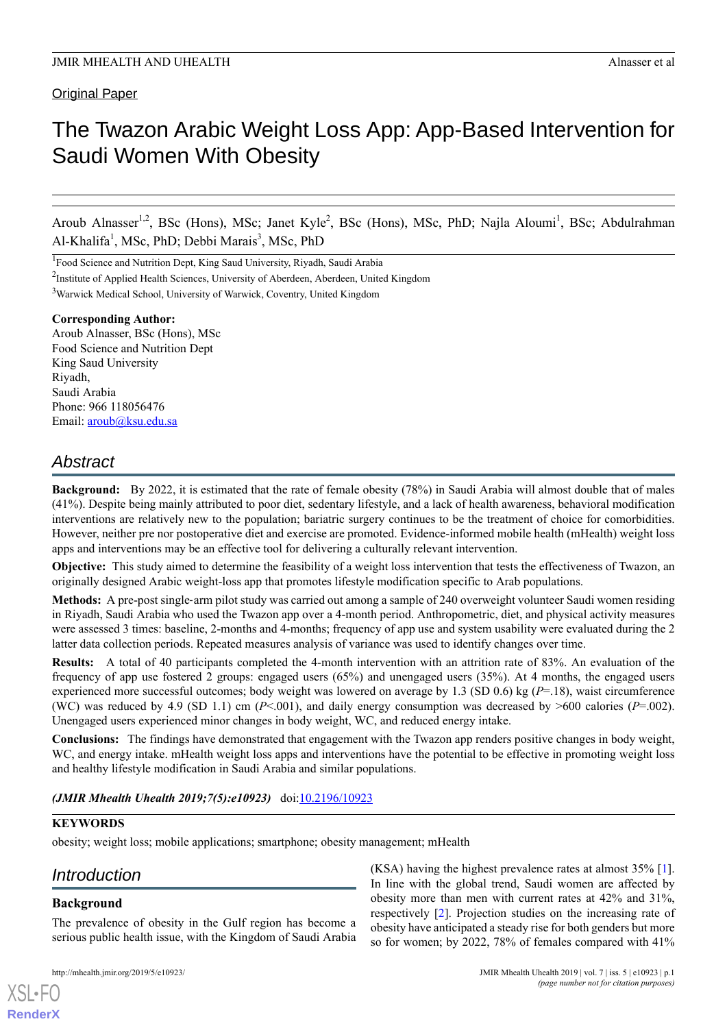Original Paper

# The Twazon Arabic Weight Loss App: App-Based Intervention for Saudi Women With Obesity

Aroub Alnasser[1,2], BSc (Hons), MSc; Janet Kyle[2], BSc (Hons), MSc, PhD; Najla Aloumi[1], BSc; Abdulrahman Al-Khalifa[1], MSc, PhD; Debbi Marais[3], MSc, PhD

[1]Food Science and Nutrition Dept, King Saud University, Riyadh, Saudi Arabia

[2]Institute of Applied Health Sciences, University of Aberdeen, Aberdeen, United Kingdom

[3]Warwick Medical School, University of Warwick, Coventry, United Kingdom

**Corresponding Author:**
Aroub Alnasser, BSc (Hons), MSc
Food Science and Nutrition Dept
King Saud University
Riyadh,
Saudi Arabia
Phone: 966 118056476
Email: aroub@ksu.edu.sa

## Abstract

**Background:** By 2022, it is estimated that the rate of female obesity (78%) in Saudi Arabia will almost double that of males (41%). Despite being mainly attributed to poor diet, sedentary lifestyle, and a lack of health awareness, behavioral modification interventions are relatively new to the population; bariatric surgery continues to be the treatment of choice for comorbidities. However, neither pre nor postoperative diet and exercise are promoted. Evidence-informed mobile health (mHealth) weight loss apps and interventions may be an effective tool for delivering a culturally relevant intervention.

**Objective:** This study aimed to determine the feasibility of a weight loss intervention that tests the effectiveness of Twazon, an originally designed Arabic weight-loss app that promotes lifestyle modification specific to Arab populations.

**Methods:** A pre-post single-arm pilot study was carried out among a sample of 240 overweight volunteer Saudi women residing in Riyadh, Saudi Arabia who used the Twazon app over a 4-month period. Anthropometric, diet, and physical activity measures were assessed 3 times: baseline, 2-months and 4-months; frequency of app use and system usability were evaluated during the 2 latter data collection periods. Repeated measures analysis of variance was used to identify changes over time.

**Results:** A total of 40 participants completed the 4-month intervention with an attrition rate of 83%. An evaluation of the frequency of app use fostered 2 groups: engaged users (65%) and unengaged users (35%). At 4 months, the engaged users experienced more successful outcomes; body weight was lowered on average by 1.3 (SD 0.6) kg ($P$=.18), waist circumference (WC) was reduced by 4.9 (SD 1.1) cm ($P$<.001), and daily energy consumption was decreased by >600 calories ($P$=.002). Unengaged users experienced minor changes in body weight, WC, and reduced energy intake.

**Conclusions:** The findings have demonstrated that engagement with the Twazon app renders positive changes in body weight, WC, and energy intake. mHealth weight loss apps and interventions have the potential to be effective in promoting weight loss and healthy lifestyle modification in Saudi Arabia and similar populations.

***(JMIR Mhealth Uhealth 2019;7(5):e10923)*** doi:10.2196/10923

**KEYWORDS**

obesity; weight loss; mobile applications; smartphone; obesity management; mHealth

## Introduction

### Background

The prevalence of obesity in the Gulf region has become a serious public health issue, with the Kingdom of Saudi Arabia (KSA) having the highest prevalence rates at almost 35% [1]. In line with the global trend, Saudi women are affected by obesity more than men with current rates at 42% and 31%, respectively [2]. Projection studies on the increasing rate of obesity have anticipated a steady rise for both genders but more so for women; by 2022, 78% of females compared with 41%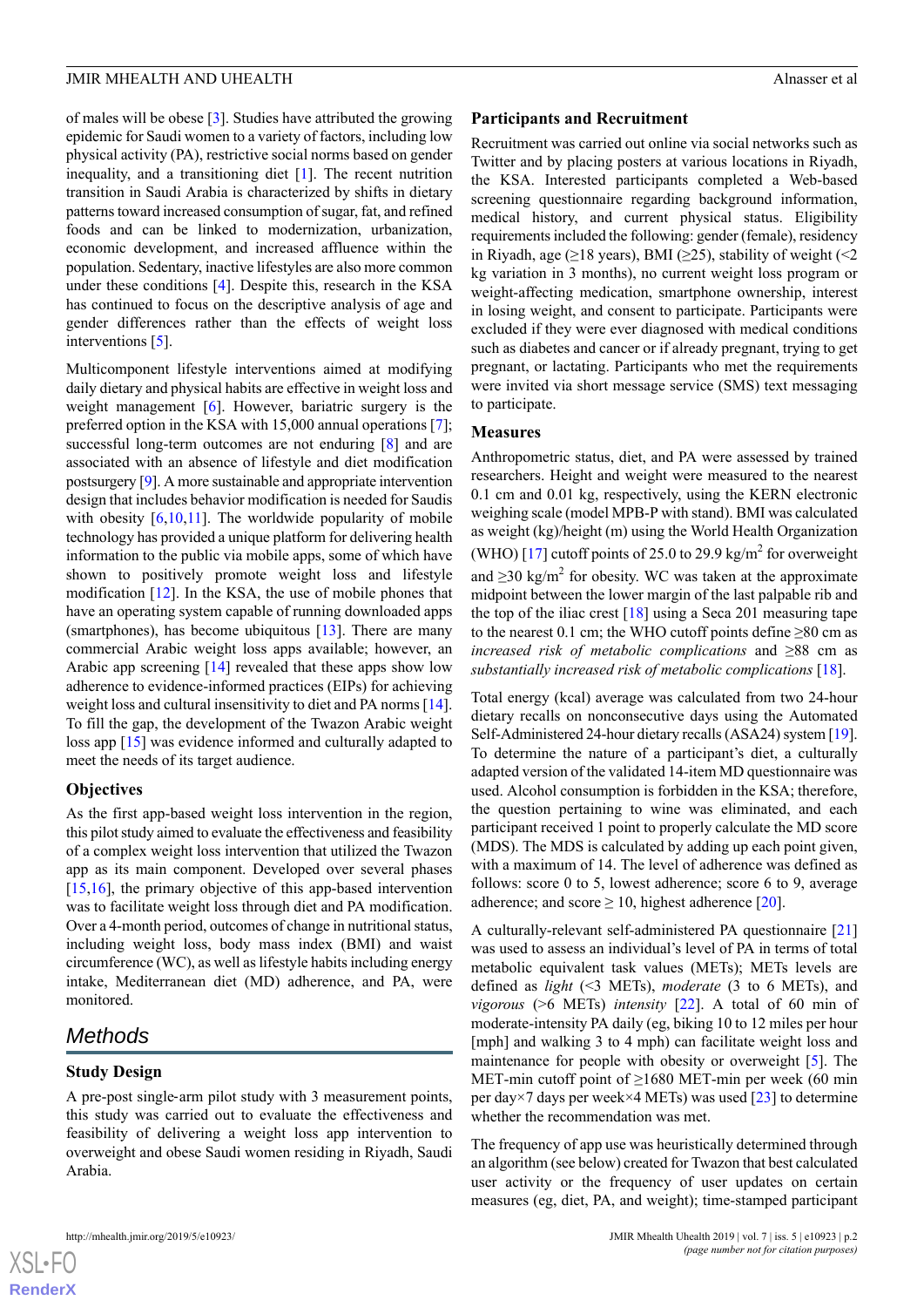of males will be obese [3]. Studies have attributed the growing epidemic for Saudi women to a variety of factors, including low physical activity (PA), restrictive social norms based on gender inequality, and a transitioning diet [1]. The recent nutrition transition in Saudi Arabia is characterized by shifts in dietary patterns toward increased consumption of sugar, fat, and refined foods and can be linked to modernization, urbanization, economic development, and increased affluence within the population. Sedentary, inactive lifestyles are also more common under these conditions [4]. Despite this, research in the KSA has continued to focus on the descriptive analysis of age and gender differences rather than the effects of weight loss interventions [5].

Multicomponent lifestyle interventions aimed at modifying daily dietary and physical habits are effective in weight loss and weight management [6]. However, bariatric surgery is the preferred option in the KSA with 15,000 annual operations [7]; successful long-term outcomes are not enduring [8] and are associated with an absence of lifestyle and diet modification postsurgery [9]. A more sustainable and appropriate intervention design that includes behavior modification is needed for Saudis with obesity [6,10,11]. The worldwide popularity of mobile technology has provided a unique platform for delivering health information to the public via mobile apps, some of which have shown to positively promote weight loss and lifestyle modification [12]. In the KSA, the use of mobile phones that have an operating system capable of running downloaded apps (smartphones), has become ubiquitous [13]. There are many commercial Arabic weight loss apps available; however, an Arabic app screening [14] revealed that these apps show low adherence to evidence-informed practices (EIPs) for achieving weight loss and cultural insensitivity to diet and PA norms [14]. To fill the gap, the development of the Twazon Arabic weight loss app [15] was evidence informed and culturally adapted to meet the needs of its target audience.

### Objectives

As the first app-based weight loss intervention in the region, this pilot study aimed to evaluate the effectiveness and feasibility of a complex weight loss intervention that utilized the Twazon app as its main component. Developed over several phases [15,16], the primary objective of this app-based intervention was to facilitate weight loss through diet and PA modification. Over a 4-month period, outcomes of change in nutritional status, including weight loss, body mass index (BMI) and waist circumference (WC), as well as lifestyle habits including energy intake, Mediterranean diet (MD) adherence, and PA, were monitored.

## Methods

### Study Design

A pre-post single-arm pilot study with 3 measurement points, this study was carried out to evaluate the effectiveness and feasibility of delivering a weight loss app intervention to overweight and obese Saudi women residing in Riyadh, Saudi Arabia.

### Participants and Recruitment

Recruitment was carried out online via social networks such as Twitter and by placing posters at various locations in Riyadh, the KSA. Interested participants completed a Web-based screening questionnaire regarding background information, medical history, and current physical status. Eligibility requirements included the following: gender (female), residency in Riyadh, age (≥18 years), BMI (≥25), stability of weight (<2 kg variation in 3 months), no current weight loss program or weight-affecting medication, smartphone ownership, interest in losing weight, and consent to participate. Participants were excluded if they were ever diagnosed with medical conditions such as diabetes and cancer or if already pregnant, trying to get pregnant, or lactating. Participants who met the requirements were invited via short message service (SMS) text messaging to participate.

### Measures

Anthropometric status, diet, and PA were assessed by trained researchers. Height and weight were measured to the nearest 0.1 cm and 0.01 kg, respectively, using the KERN electronic weighing scale (model MPB-P with stand). BMI was calculated as weight (kg)/height (m) using the World Health Organization (WHO) [17] cutoff points of 25.0 to 29.9 kg/m$^2$ for overweight and ≥30 kg/m$^2$ for obesity. WC was taken at the approximate midpoint between the lower margin of the last palpable rib and the top of the iliac crest [18] using a Seca 201 measuring tape to the nearest 0.1 cm; the WHO cutoff points define ≥80 cm as *increased risk of metabolic complications* and ≥88 cm as *substantially increased risk of metabolic complications* [18].

Total energy (kcal) average was calculated from two 24-hour dietary recalls on nonconsecutive days using the Automated Self-Administered 24-hour dietary recalls (ASA24) system [19]. To determine the nature of a participant's diet, a culturally adapted version of the validated 14-item MD questionnaire was used. Alcohol consumption is forbidden in the KSA; therefore, the question pertaining to wine was eliminated, and each participant received 1 point to properly calculate the MD score (MDS). The MDS is calculated by adding up each point given, with a maximum of 14. The level of adherence was defined as follows: score 0 to 5, lowest adherence; score 6 to 9, average adherence; and score ≥ 10, highest adherence [20].

A culturally-relevant self-administered PA questionnaire [21] was used to assess an individual's level of PA in terms of total metabolic equivalent task values (METs); METs levels are defined as *light* (<3 METs), *moderate* (3 to 6 METs), and *vigorous* (>6 METs) *intensity* [22]. A total of 60 min of moderate-intensity PA daily (eg, biking 10 to 12 miles per hour [mph] and walking 3 to 4 mph) can facilitate weight loss and maintenance for people with obesity or overweight [5]. The MET-min cutoff point of ≥1680 MET-min per week (60 min per day×7 days per week×4 METs) was used [23] to determine whether the recommendation was met.

The frequency of app use was heuristically determined through an algorithm (see below) created for Twazon that best calculated user activity or the frequency of user updates on certain measures (eg, diet, PA, and weight); time-stamped participant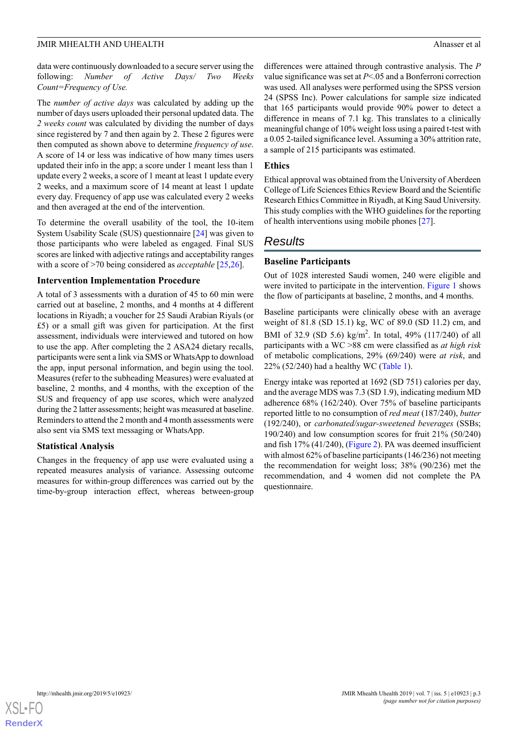data were continuously downloaded to a secure server using the following: *Number of Active Days/ Two Weeks Count=Frequency of Use.*

The *number of active days* was calculated by adding up the number of days users uploaded their personal updated data. The *2 weeks count* was calculated by dividing the number of days since registered by 7 and then again by 2. These 2 figures were then computed as shown above to determine *frequency of use*. A score of 14 or less was indicative of how many times users updated their info in the app; a score under 1 meant less than 1 update every 2 weeks, a score of 1 meant at least 1 update every 2 weeks, and a maximum score of 14 meant at least 1 update every day. Frequency of app use was calculated every 2 weeks and then averaged at the end of the intervention.

To determine the overall usability of the tool, the 10-item System Usability Scale (SUS) questionnaire [24] was given to those participants who were labeled as engaged. Final SUS scores are linked with adjective ratings and acceptability ranges with a score of >70 being considered as *acceptable* [25,26].

### Intervention Implementation Procedure

A total of 3 assessments with a duration of 45 to 60 min were carried out at baseline, 2 months, and 4 months at 4 different locations in Riyadh; a voucher for 25 Saudi Arabian Riyals (or £5) or a small gift was given for participation. At the first assessment, individuals were interviewed and tutored on how to use the app. After completing the 2 ASA24 dietary recalls, participants were sent a link via SMS or WhatsApp to download the app, input personal information, and begin using the tool. Measures (refer to the subheading Measures) were evaluated at baseline, 2 months, and 4 months, with the exception of the SUS and frequency of app use scores, which were analyzed during the 2 latter assessments; height was measured at baseline. Reminders to attend the 2 month and 4 month assessments were also sent via SMS text messaging or WhatsApp.

### Statistical Analysis

Changes in the frequency of app use were evaluated using a repeated measures analysis of variance. Assessing outcome measures for within-group differences was carried out by the time-by-group interaction effect, whereas between-group differences were attained through contrastive analysis. The *P* value significance was set at $P<.05$ and a Bonferroni correction was used. All analyses were performed using the SPSS version 24 (SPSS Inc). Power calculations for sample size indicated that 165 participants would provide 90% power to detect a difference in means of 7.1 kg. This translates to a clinically meaningful change of 10% weight loss using a paired t-test with a 0.05 2-tailed significance level. Assuming a 30% attrition rate, a sample of 215 participants was estimated.

### Ethics

Ethical approval was obtained from the University of Aberdeen College of Life Sciences Ethics Review Board and the Scientific Research Ethics Committee in Riyadh, at King Saud University. This study complies with the WHO guidelines for the reporting of health interventions using mobile phones [27].

## Results

### Baseline Participants

Out of 1028 interested Saudi women, 240 were eligible and were invited to participate in the intervention. Figure 1 shows the flow of participants at baseline, 2 months, and 4 months.

Baseline participants were clinically obese with an average weight of 81.8 (SD 15.1) kg, WC of 89.0 (SD 11.2) cm, and BMI of 32.9 (SD 5.6) kg/m$^2$. In total, 49% (117/240) of all participants with a WC >88 cm were classified as *at high risk* of metabolic complications, 29% (69/240) were *at risk*, and 22% (52/240) had a healthy WC (Table 1).

Energy intake was reported at 1692 (SD 751) calories per day, and the average MDS was 7.3 (SD 1.9), indicating medium MD adherence 68% (162/240). Over 75% of baseline participants reported little to no consumption of *red meat* (187/240), *butter* (192/240), or *carbonated/sugar-sweetened beverages* (SSBs; 190/240) and low consumption scores for fruit 21% (50/240) and fish 17% (41/240), (Figure 2). PA was deemed insufficient with almost 62% of baseline participants (146/236) not meeting the recommendation for weight loss; 38% (90/236) met the recommendation, and 4 women did not complete the PA questionnaire.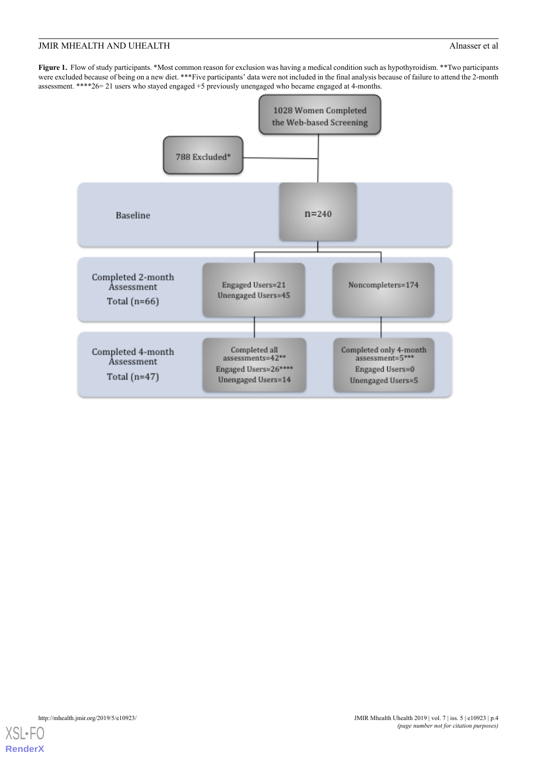**Figure 1.** Flow of study participants. *Most common reason for exclusion was having a medical condition such as hypothyroidism. **Two participants were excluded because of being on a new diet. ***Five participants' data were not included in the final analysis because of failure to attend the 2-month assessment. ****26= 21 users who stayed engaged +5 previously unengaged who became engaged at 4-months.

1028 Women Completed the Web-based Screening

788 Excluded*

Baseline

n=240

Completed 2-month Assessment Total (n=66)

Engaged Users=21
Unengaged Users=45

Noncompleters=174

Completed 4-month Assessment Total (n=47)

Completed all assessments=42**
Engaged Users=26****
Unengaged Users=14

Completed only 4-month assessment=5***
Engaged Users=0
Unengaged Users=5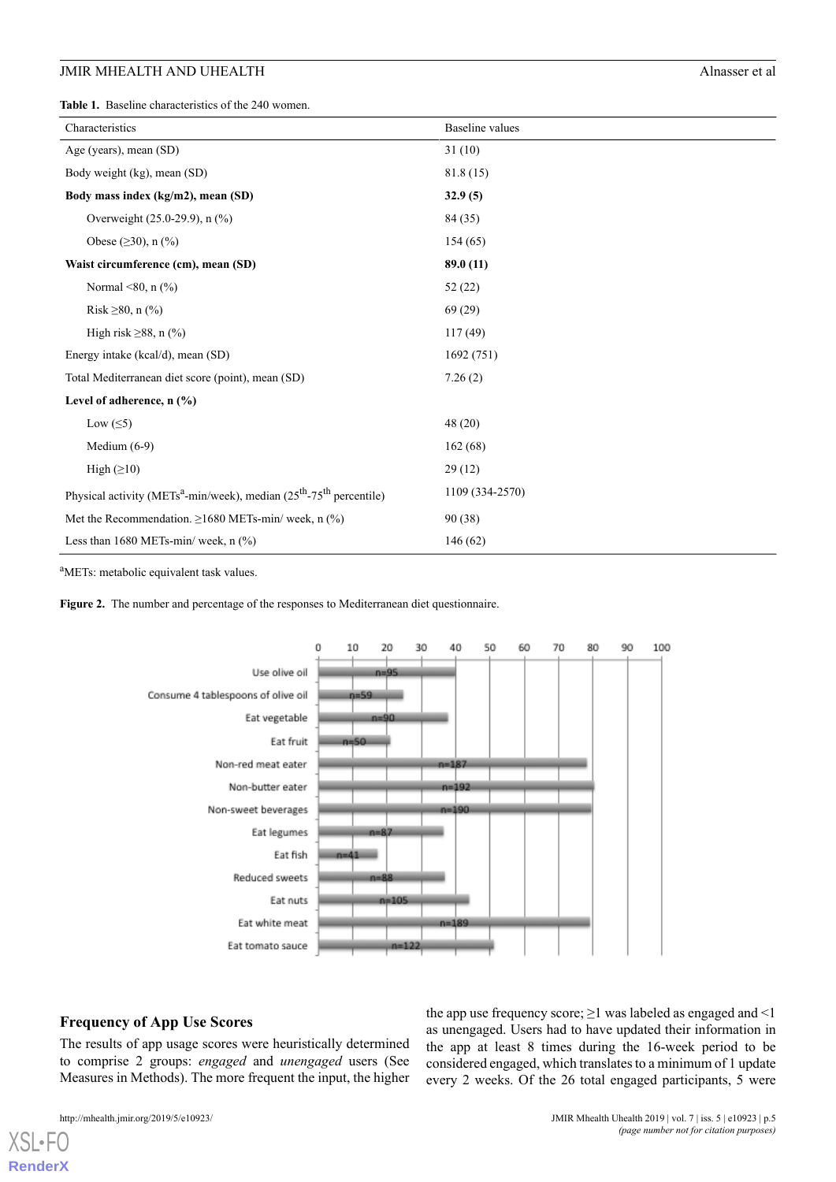**Table 1.** Baseline characteristics of the 240 women.

| Characteristics | Baseline values |
|---|---|
| Age (years), mean (SD) | 31 (10) |
| Body weight (kg), mean (SD) | 81.8 (15) |
| **Body mass index (kg/m2), mean (SD)** | **32.9 (5)** |
| Overweight (25.0-29.9), n (%) | 84 (35) |
| Obese (≥30), n (%) | 154 (65) |
| **Waist circumference (cm), mean (SD)** | **89.0 (11)** |
| Normal <80, n (%) | 52 (22) |
| Risk ≥80, n (%) | 69 (29) |
| High risk ≥88, n (%) | 117 (49) |
| Energy intake (kcal/d), mean (SD) | 1692 (751) |
| Total Mediterranean diet score (point), mean (SD) | 7.26 (2) |
| **Level of adherence, n (%)** | |
| Low (≤5) | 48 (20) |
| Medium (6-9) | 162 (68) |
| High (≥10) | 29 (12) |
| Physical activity (METs[a]-min/week), median (25th-75th percentile) | 1109 (334-2570) |
| Met the Recommendation. ≥1680 METs-min/ week, n (%) | 90 (38) |
| Less than 1680 METs-min/ week, n (%) | 146 (62) |

[a]METs: metabolic equivalent task values.

**Figure 2.** The number and percentage of the responses to Mediterranean diet questionnaire.

| Item | n |
|---|---|
| Use olive oil | n=95 |
| Consume 4 tablespoons of olive oil | n=59 |
| Eat vegetable | n=90 |
| Eat fruit | n=50 |
| Non-red meat eater | n=187 |
| Non-butter eater | n=192 |
| Non-sweet beverages | n=190 |
| Eat legumes | n=87 |
| Eat fish | n=41 |
| Reduced sweets | n=88 |
| Eat nuts | n=105 |
| Eat white meat | n=189 |
| Eat tomato sauce | n=122 |

## Frequency of App Use Scores

The results of app usage scores were heuristically determined to comprise 2 groups: *engaged* and *unengaged* users (See Measures in Methods). The more frequent the input, the higher the app use frequency score; ≥1 was labeled as engaged and <1 as unengaged. Users had to have updated their information in the app at least 8 times during the 16-week period to be considered engaged, which translates to a minimum of 1 update every 2 weeks. Of the 26 total engaged participants, 5 were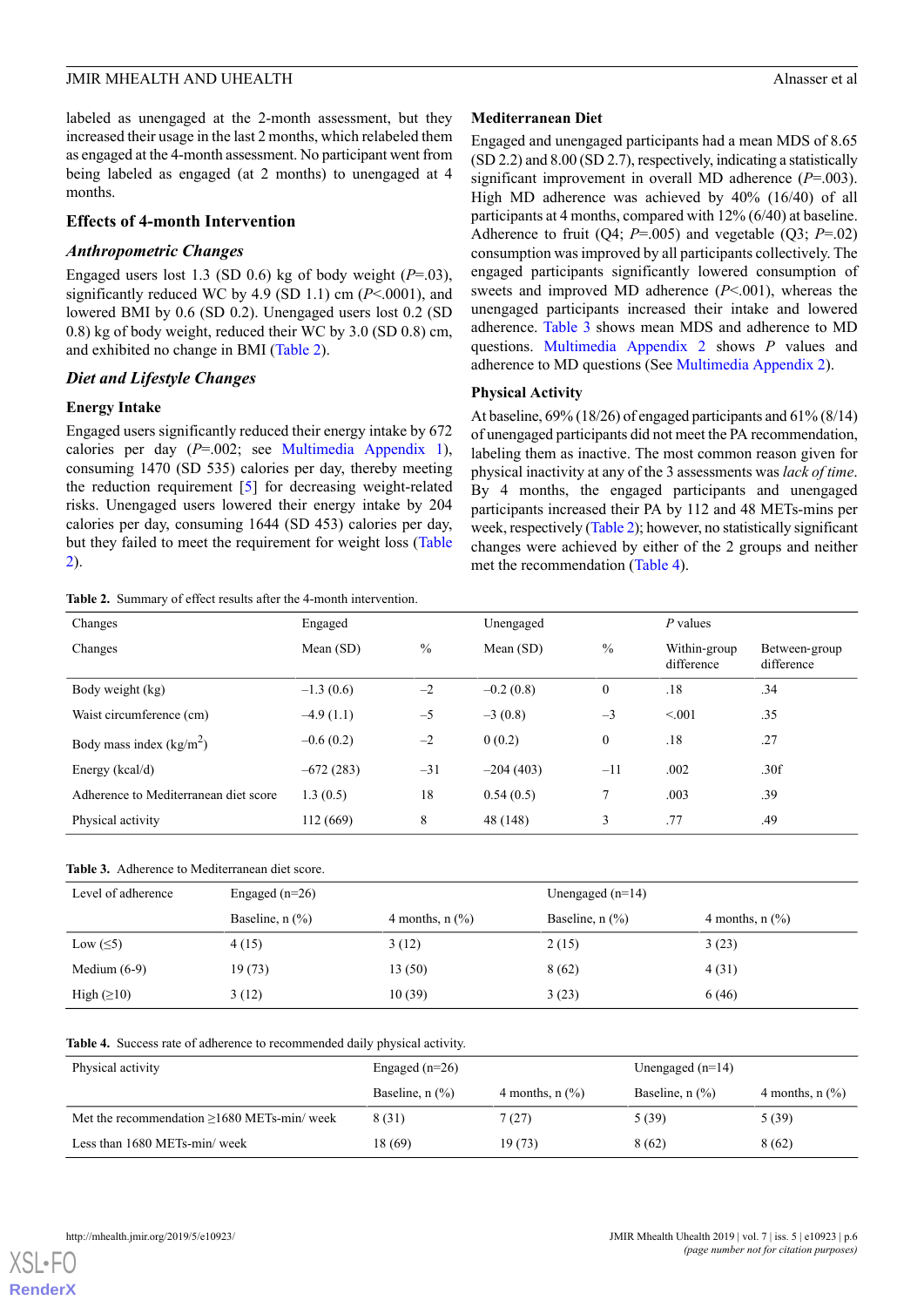labeled as unengaged at the 2-month assessment, but they increased their usage in the last 2 months, which relabeled them as engaged at the 4-month assessment. No participant went from being labeled as engaged (at 2 months) to unengaged at 4 months.

## Effects of 4-month Intervention

### Anthropometric Changes

Engaged users lost 1.3 (SD 0.6) kg of body weight (*P*=.03), significantly reduced WC by 4.9 (SD 1.1) cm (*P*<.0001), and lowered BMI by 0.6 (SD 0.2). Unengaged users lost 0.2 (SD 0.8) kg of body weight, reduced their WC by 3.0 (SD 0.8) cm, and exhibited no change in BMI (Table 2).

### Diet and Lifestyle Changes

#### Energy Intake

Engaged users significantly reduced their energy intake by 672 calories per day (*P*=.002; see Multimedia Appendix 1), consuming 1470 (SD 535) calories per day, thereby meeting the reduction requirement [5] for decreasing weight-related risks. Unengaged users lowered their energy intake by 204 calories per day, consuming 1644 (SD 453) calories per day, but they failed to meet the requirement for weight loss (Table 2).

#### Mediterranean Diet

Engaged and unengaged participants had a mean MDS of 8.65 (SD 2.2) and 8.00 (SD 2.7), respectively, indicating a statistically significant improvement in overall MD adherence (*P*=.003). High MD adherence was achieved by 40% (16/40) of all participants at 4 months, compared with 12% (6/40) at baseline. Adherence to fruit (Q4; *P*=.005) and vegetable (Q3; *P*=.02) consumption was improved by all participants collectively. The engaged participants significantly lowered consumption of sweets and improved MD adherence (*P*<.001), whereas the unengaged participants increased their intake and lowered adherence. Table 3 shows mean MDS and adherence to MD questions. Multimedia Appendix 2 shows *P* values and adherence to MD questions (See Multimedia Appendix 2).

#### Physical Activity

At baseline, 69% (18/26) of engaged participants and 61% (8/14) of unengaged participants did not meet the PA recommendation, labeling them as inactive. The most common reason given for physical inactivity at any of the 3 assessments was *lack of time*. By 4 months, the engaged participants and unengaged participants increased their PA by 112 and 48 METs-mins per week, respectively (Table 2); however, no statistically significant changes were achieved by either of the 2 groups and neither met the recommendation (Table 4).

**Table 2.** Summary of effect results after the 4-month intervention.

| Changes | Engaged | | Unengaged | | *P* values | |
|---|---|---|---|---|---|---|
| Changes | Mean (SD) | % | Mean (SD) | % | Within-group difference | Between-group difference |
| Body weight (kg) | –1.3 (0.6) | –2 | –0.2 (0.8) | 0 | .18 | .34 |
| Waist circumference (cm) | –4.9 (1.1) | –5 | –3 (0.8) | –3 | <.001 | .35 |
| Body mass index (kg/m$^2$) | –0.6 (0.2) | –2 | 0 (0.2) | 0 | .18 | .27 |
| Energy (kcal/d) | –672 (283) | –31 | –204 (403) | –11 | .002 | .30f |
| Adherence to Mediterranean diet score | 1.3 (0.5) | 18 | 0.54 (0.5) | 7 | .003 | .39 |
| Physical activity | 112 (669) | 8 | 48 (148) | 3 | .77 | .49 |

**Table 3.** Adherence to Mediterranean diet score.

| Level of adherence | Engaged (n=26) | | Unengaged (n=14) | |
|---|---|---|---|---|
| | Baseline, n (%) | 4 months, n (%) | Baseline, n (%) | 4 months, n (%) |
| Low (≤5) | 4 (15) | 3 (12) | 2 (15) | 3 (23) |
| Medium (6-9) | 19 (73) | 13 (50) | 8 (62) | 4 (31) |
| High (≥10) | 3 (12) | 10 (39) | 3 (23) | 6 (46) |

**Table 4.** Success rate of adherence to recommended daily physical activity.

| Physical activity | Engaged (n=26) | | Unengaged (n=14) | |
|---|---|---|---|---|
| | Baseline, n (%) | 4 months, n (%) | Baseline, n (%) | 4 months, n (%) |
| Met the recommendation ≥1680 METs-min/ week | 8 (31) | 7 (27) | 5 (39) | 5 (39) |
| Less than 1680 METs-min/ week | 18 (69) | 19 (73) | 8 (62) | 8 (62) |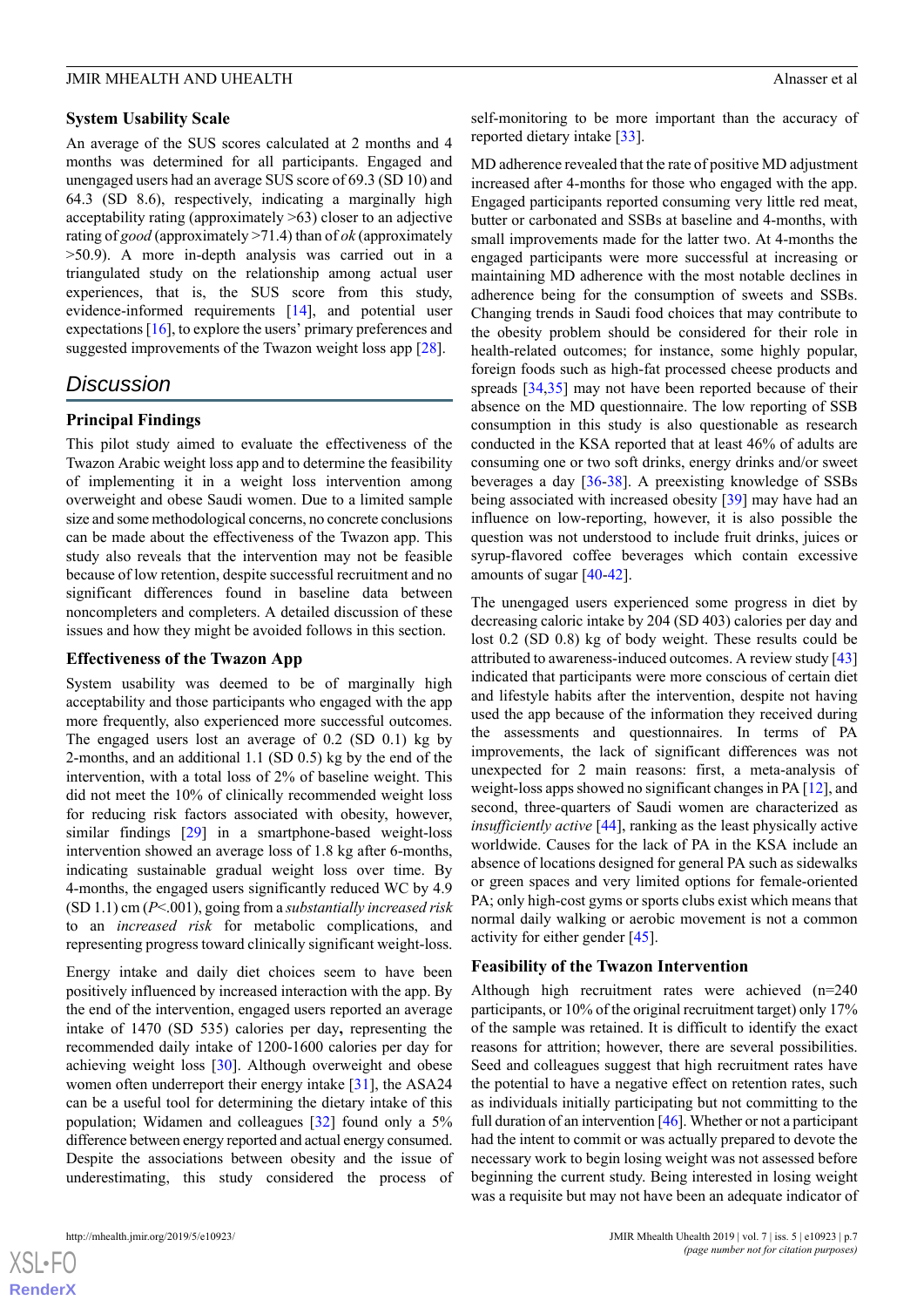### System Usability Scale

An average of the SUS scores calculated at 2 months and 4 months was determined for all participants. Engaged and unengaged users had an average SUS score of 69.3 (SD 10) and 64.3 (SD 8.6), respectively, indicating a marginally high acceptability rating (approximately >63) closer to an adjective rating of *good* (approximately >71.4) than of *ok* (approximately >50.9). A more in-depth analysis was carried out in a triangulated study on the relationship among actual user experiences, that is, the SUS score from this study, evidence-informed requirements [14], and potential user expectations [16], to explore the users' primary preferences and suggested improvements of the Twazon weight loss app [28].

## Discussion

### Principal Findings

This pilot study aimed to evaluate the effectiveness of the Twazon Arabic weight loss app and to determine the feasibility of implementing it in a weight loss intervention among overweight and obese Saudi women. Due to a limited sample size and some methodological concerns, no concrete conclusions can be made about the effectiveness of the Twazon app. This study also reveals that the intervention may not be feasible because of low retention, despite successful recruitment and no significant differences found in baseline data between noncompleters and completers. A detailed discussion of these issues and how they might be avoided follows in this section.

### Effectiveness of the Twazon App

System usability was deemed to be of marginally high acceptability and those participants who engaged with the app more frequently, also experienced more successful outcomes. The engaged users lost an average of 0.2 (SD 0.1) kg by 2-months, and an additional 1.1 (SD 0.5) kg by the end of the intervention, with a total loss of 2% of baseline weight. This did not meet the 10% of clinically recommended weight loss for reducing risk factors associated with obesity, however, similar findings [29] in a smartphone-based weight-loss intervention showed an average loss of 1.8 kg after 6-months, indicating sustainable gradual weight loss over time. By 4-months, the engaged users significantly reduced WC by 4.9 (SD 1.1) cm ($P<.001$), going from a *substantially increased risk* to an *increased risk* for metabolic complications, and representing progress toward clinically significant weight-loss.

Energy intake and daily diet choices seem to have been positively influenced by increased interaction with the app. By the end of the intervention, engaged users reported an average intake of 1470 (SD 535) calories per day**,** representing the recommended daily intake of 1200-1600 calories per day for achieving weight loss [30]. Although overweight and obese women often underreport their energy intake [31], the ASA24 can be a useful tool for determining the dietary intake of this population; Widamen and colleagues [32] found only a 5% difference between energy reported and actual energy consumed. Despite the associations between obesity and the issue of underestimating, this study considered the process of self-monitoring to be more important than the accuracy of reported dietary intake [33].

MD adherence revealed that the rate of positive MD adjustment increased after 4-months for those who engaged with the app. Engaged participants reported consuming very little red meat, butter or carbonated and SSBs at baseline and 4-months, with small improvements made for the latter two. At 4-months the engaged participants were more successful at increasing or maintaining MD adherence with the most notable declines in adherence being for the consumption of sweets and SSBs. Changing trends in Saudi food choices that may contribute to the obesity problem should be considered for their role in health-related outcomes; for instance, some highly popular, foreign foods such as high-fat processed cheese products and spreads [34,35] may not have been reported because of their absence on the MD questionnaire. The low reporting of SSB consumption in this study is also questionable as research conducted in the KSA reported that at least 46% of adults are consuming one or two soft drinks, energy drinks and/or sweet beverages a day [36-38]. A preexisting knowledge of SSBs being associated with increased obesity [39] may have had an influence on low-reporting, however, it is also possible the question was not understood to include fruit drinks, juices or syrup-flavored coffee beverages which contain excessive amounts of sugar [40-42].

The unengaged users experienced some progress in diet by decreasing caloric intake by 204 (SD 403) calories per day and lost 0.2 (SD 0.8) kg of body weight. These results could be attributed to awareness-induced outcomes. A review study [43] indicated that participants were more conscious of certain diet and lifestyle habits after the intervention, despite not having used the app because of the information they received during the assessments and questionnaires. In terms of PA improvements, the lack of significant differences was not unexpected for 2 main reasons: first, a meta-analysis of weight-loss apps showed no significant changes in PA [12], and second, three-quarters of Saudi women are characterized as *insufficiently active* [44], ranking as the least physically active worldwide. Causes for the lack of PA in the KSA include an absence of locations designed for general PA such as sidewalks or green spaces and very limited options for female-oriented PA; only high-cost gyms or sports clubs exist which means that normal daily walking or aerobic movement is not a common activity for either gender [45].

### Feasibility of the Twazon Intervention

Although high recruitment rates were achieved (n=240 participants, or 10% of the original recruitment target) only 17% of the sample was retained. It is difficult to identify the exact reasons for attrition; however, there are several possibilities. Seed and colleagues suggest that high recruitment rates have the potential to have a negative effect on retention rates, such as individuals initially participating but not committing to the full duration of an intervention [46]. Whether or not a participant had the intent to commit or was actually prepared to devote the necessary work to begin losing weight was not assessed before beginning the current study. Being interested in losing weight was a requisite but may not have been an adequate indicator of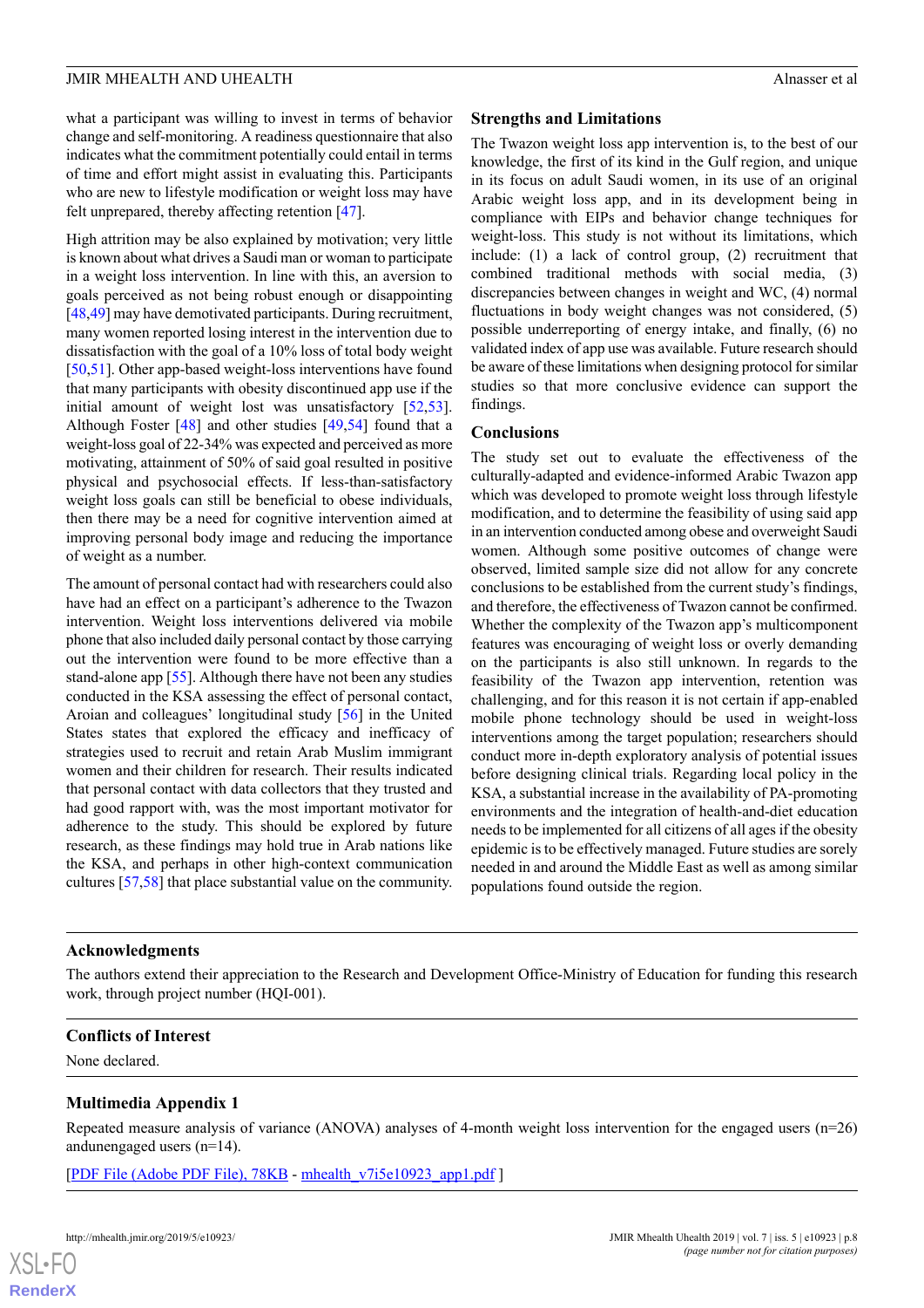what a participant was willing to invest in terms of behavior change and self-monitoring. A readiness questionnaire that also indicates what the commitment potentially could entail in terms of time and effort might assist in evaluating this. Participants who are new to lifestyle modification or weight loss may have felt unprepared, thereby affecting retention [47].

High attrition may be also explained by motivation; very little is known about what drives a Saudi man or woman to participate in a weight loss intervention. In line with this, an aversion to goals perceived as not being robust enough or disappointing [48,49] may have demotivated participants. During recruitment, many women reported losing interest in the intervention due to dissatisfaction with the goal of a 10% loss of total body weight [50,51]. Other app-based weight-loss interventions have found that many participants with obesity discontinued app use if the initial amount of weight lost was unsatisfactory [52,53]. Although Foster [48] and other studies [49,54] found that a weight-loss goal of 22-34% was expected and perceived as more motivating, attainment of 50% of said goal resulted in positive physical and psychosocial effects. If less-than-satisfactory weight loss goals can still be beneficial to obese individuals, then there may be a need for cognitive intervention aimed at improving personal body image and reducing the importance of weight as a number.

The amount of personal contact had with researchers could also have had an effect on a participant's adherence to the Twazon intervention. Weight loss interventions delivered via mobile phone that also included daily personal contact by those carrying out the intervention were found to be more effective than a stand-alone app [55]. Although there have not been any studies conducted in the KSA assessing the effect of personal contact, Aroian and colleagues' longitudinal study [56] in the United States states that explored the efficacy and inefficacy of strategies used to recruit and retain Arab Muslim immigrant women and their children for research. Their results indicated that personal contact with data collectors that they trusted and had good rapport with, was the most important motivator for adherence to the study. This should be explored by future research, as these findings may hold true in Arab nations like the KSA, and perhaps in other high-context communication cultures [57,58] that place substantial value on the community.

## Strengths and Limitations

The Twazon weight loss app intervention is, to the best of our knowledge, the first of its kind in the Gulf region, and unique in its focus on adult Saudi women, in its use of an original Arabic weight loss app, and in its development being in compliance with EIPs and behavior change techniques for weight-loss. This study is not without its limitations, which include: (1) a lack of control group, (2) recruitment that combined traditional methods with social media, (3) discrepancies between changes in weight and WC, (4) normal fluctuations in body weight changes was not considered, (5) possible underreporting of energy intake, and finally, (6) no validated index of app use was available. Future research should be aware of these limitations when designing protocol for similar studies so that more conclusive evidence can support the findings.

## Conclusions

The study set out to evaluate the effectiveness of the culturally-adapted and evidence-informed Arabic Twazon app which was developed to promote weight loss through lifestyle modification, and to determine the feasibility of using said app in an intervention conducted among obese and overweight Saudi women. Although some positive outcomes of change were observed, limited sample size did not allow for any concrete conclusions to be established from the current study's findings, and therefore, the effectiveness of Twazon cannot be confirmed. Whether the complexity of the Twazon app's multicomponent features was encouraging of weight loss or overly demanding on the participants is also still unknown. In regards to the feasibility of the Twazon app intervention, retention was challenging, and for this reason it is not certain if app-enabled mobile phone technology should be used in weight-loss interventions among the target population; researchers should conduct more in-depth exploratory analysis of potential issues before designing clinical trials. Regarding local policy in the KSA, a substantial increase in the availability of PA-promoting environments and the integration of health-and-diet education needs to be implemented for all citizens of all ages if the obesity epidemic is to be effectively managed. Future studies are sorely needed in and around the Middle East as well as among similar populations found outside the region.

## Acknowledgments

The authors extend their appreciation to the Research and Development Office-Ministry of Education for funding this research work, through project number (HQI-001).

## Conflicts of Interest

None declared.

## Multimedia Appendix 1

Repeated measure analysis of variance (ANOVA) analyses of 4-month weight loss intervention for the engaged users (n=26) andunengaged users (n=14).

[PDF File (Adobe PDF File), 78KB - mhealth_v7i5e10923_app1.pdf ]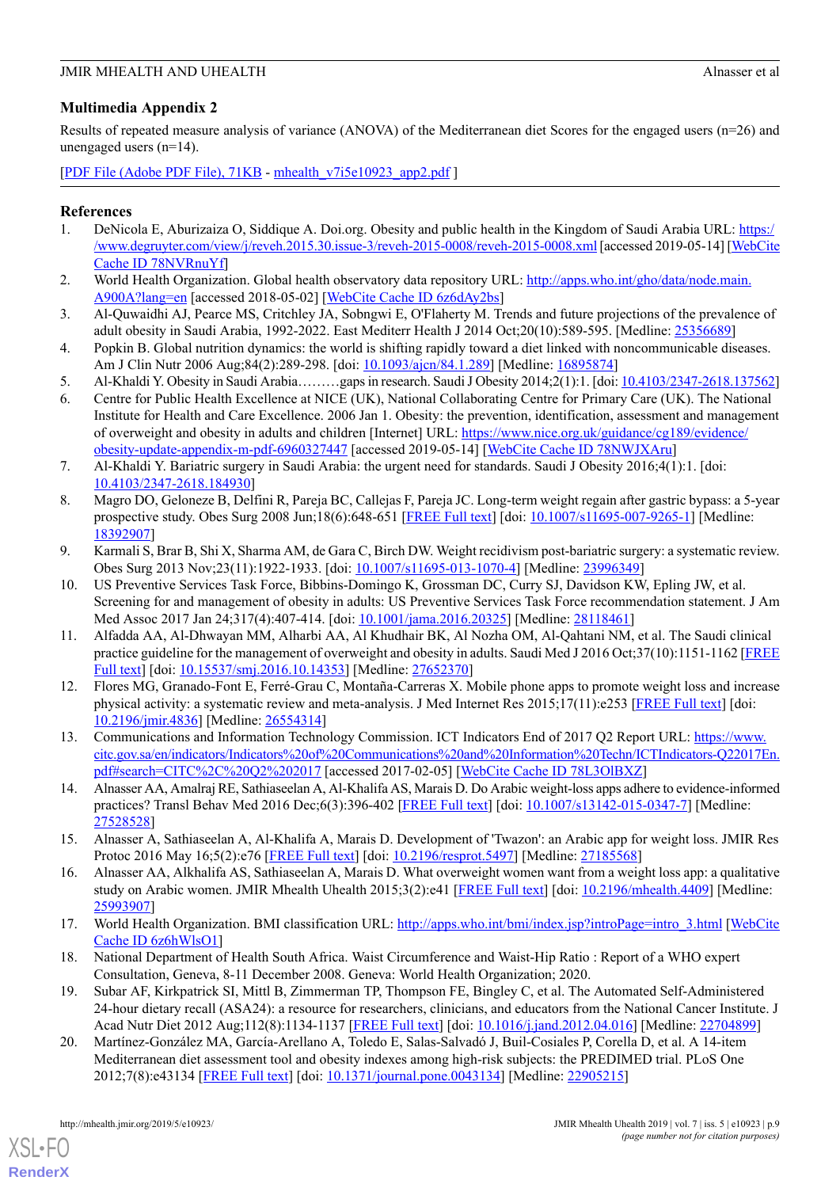## Multimedia Appendix 2

Results of repeated measure analysis of variance (ANOVA) of the Mediterranean diet Scores for the engaged users (n=26) and unengaged users (n=14).

[PDF File (Adobe PDF File), 71KB - mhealth_v7i5e10923_app2.pdf ]

## References

1. DeNicola E, Aburizaiza O, Siddique A. Doi.org. Obesity and public health in the Kingdom of Saudi Arabia URL: https://www.degruyter.com/view/j/reveh.2015.30.issue-3/reveh-2015-0008/reveh-2015-0008.xml [accessed 2019-05-14] [WebCite Cache ID 78NVRnuYf]
2. World Health Organization. Global health observatory data repository URL: http://apps.who.int/gho/data/node.main.A900A?lang=en [accessed 2018-05-02] [WebCite Cache ID 6z6dAy2bs]
3. Al-Quwaidhi AJ, Pearce MS, Critchley JA, Sobngwi E, O'Flaherty M. Trends and future projections of the prevalence of adult obesity in Saudi Arabia, 1992-2022. East Mediterr Health J 2014 Oct;20(10):589-595. [Medline: 25356689]
4. Popkin B. Global nutrition dynamics: the world is shifting rapidly toward a diet linked with noncommunicable diseases. Am J Clin Nutr 2006 Aug;84(2):289-298. [doi: 10.1093/ajcn/84.1.289] [Medline: 16895874]
5. Al-Khaldi Y. Obesity in Saudi Arabia………gaps in research. Saudi J Obesity 2014;2(1):1. [doi: 10.4103/2347-2618.137562]
6. Centre for Public Health Excellence at NICE (UK), National Collaborating Centre for Primary Care (UK). The National Institute for Health and Care Excellence. 2006 Jan 1. Obesity: the prevention, identification, assessment and management of overweight and obesity in adults and children [Internet] URL: https://www.nice.org.uk/guidance/cg189/evidence/obesity-update-appendix-m-pdf-6960327447 [accessed 2019-05-14] [WebCite Cache ID 78NWJXAru]
7. Al-Khaldi Y. Bariatric surgery in Saudi Arabia: the urgent need for standards. Saudi J Obesity 2016;4(1):1. [doi: 10.4103/2347-2618.184930]
8. Magro DO, Geloneze B, Delfini R, Pareja BC, Callejas F, Pareja JC. Long-term weight regain after gastric bypass: a 5-year prospective study. Obes Surg 2008 Jun;18(6):648-651 [FREE Full text] [doi: 10.1007/s11695-007-9265-1] [Medline: 18392907]
9. Karmali S, Brar B, Shi X, Sharma AM, de Gara C, Birch DW. Weight recidivism post-bariatric surgery: a systematic review. Obes Surg 2013 Nov;23(11):1922-1933. [doi: 10.1007/s11695-013-1070-4] [Medline: 23996349]
10. US Preventive Services Task Force, Bibbins-Domingo K, Grossman DC, Curry SJ, Davidson KW, Epling JW, et al. Screening for and management of obesity in adults: US Preventive Services Task Force recommendation statement. J Am Med Assoc 2017 Jan 24;317(4):407-414. [doi: 10.1001/jama.2016.20325] [Medline: 28118461]
11. Alfadda AA, Al-Dhwayan MM, Alharbi AA, Al Khudhair BK, Al Nozha OM, Al-Qahtani NM, et al. The Saudi clinical practice guideline for the management of overweight and obesity in adults. Saudi Med J 2016 Oct;37(10):1151-1162 [FREE Full text] [doi: 10.15537/smj.2016.10.14353] [Medline: 27652370]
12. Flores MG, Granado-Font E, Ferré-Grau C, Montaña-Carreras X. Mobile phone apps to promote weight loss and increase physical activity: a systematic review and meta-analysis. J Med Internet Res 2015;17(11):e253 [FREE Full text] [doi: 10.2196/jmir.4836] [Medline: 26554314]
13. Communications and Information Technology Commission. ICT Indicators End of 2017 Q2 Report URL: https://www.citc.gov.sa/en/indicators/Indicators%20of%20Communications%20and%20Information%20Techn/ICTIndicators-Q22017En.pdf#search=CITC%2C%20Q2%202017 [accessed 2017-02-05] [WebCite Cache ID 78L3OlBXZ]
14. Alnasser AA, Amalraj RE, Sathiaseelan A, Al-Khalifa AS, Marais D. Do Arabic weight-loss apps adhere to evidence-informed practices? Transl Behav Med 2016 Dec;6(3):396-402 [FREE Full text] [doi: 10.1007/s13142-015-0347-7] [Medline: 27528528]
15. Alnasser A, Sathiaseelan A, Al-Khalifa A, Marais D. Development of 'Twazon': an Arabic app for weight loss. JMIR Res Protoc 2016 May 16;5(2):e76 [FREE Full text] [doi: 10.2196/resprot.5497] [Medline: 27185568]
16. Alnasser AA, Alkhalifa AS, Sathiaseelan A, Marais D. What overweight women want from a weight loss app: a qualitative study on Arabic women. JMIR Mhealth Uhealth 2015;3(2):e41 [FREE Full text] [doi: 10.2196/mhealth.4409] [Medline: 25993907]
17. World Health Organization. BMI classification URL: http://apps.who.int/bmi/index.jsp?introPage=intro_3.html [WebCite Cache ID 6z6hWlsO1]
18. National Department of Health South Africa. Waist Circumference and Waist-Hip Ratio : Report of a WHO expert Consultation, Geneva, 8-11 December 2008. Geneva: World Health Organization; 2020.
19. Subar AF, Kirkpatrick SI, Mittl B, Zimmerman TP, Thompson FE, Bingley C, et al. The Automated Self-Administered 24-hour dietary recall (ASA24): a resource for researchers, clinicians, and educators from the National Cancer Institute. J Acad Nutr Diet 2012 Aug;112(8):1134-1137 [FREE Full text] [doi: 10.1016/j.jand.2012.04.016] [Medline: 22704899]
20. Martínez-González MA, García-Arellano A, Toledo E, Salas-Salvadó J, Buil-Cosiales P, Corella D, et al. A 14-item Mediterranean diet assessment tool and obesity indexes among high-risk subjects: the PREDIMED trial. PLoS One 2012;7(8):e43134 [FREE Full text] [doi: 10.1371/journal.pone.0043134] [Medline: 22905215]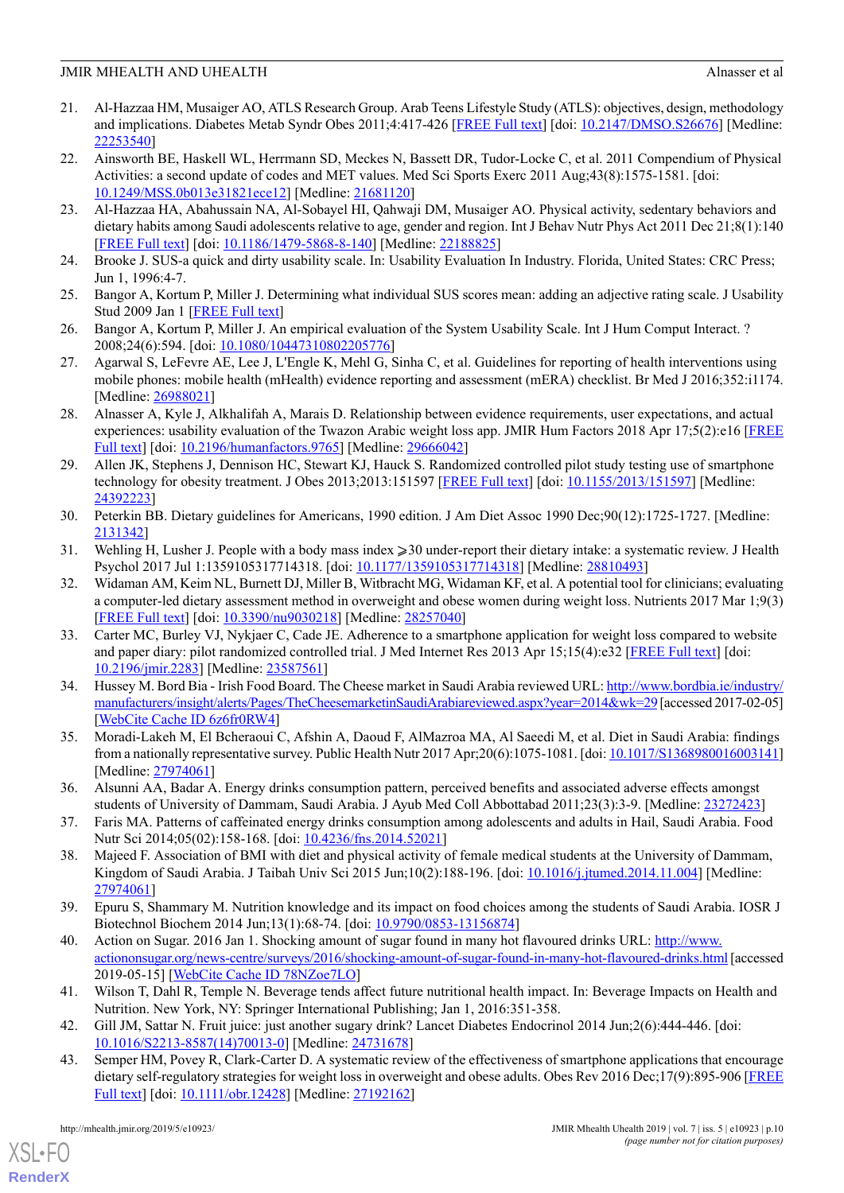21. Al-Hazzaa HM, Musaiger AO, ATLS Research Group. Arab Teens Lifestyle Study (ATLS): objectives, design, methodology and implications. Diabetes Metab Syndr Obes 2011;4:417-426 [FREE Full text] [doi: 10.2147/DMSO.S26676] [Medline: 22253540]
22. Ainsworth BE, Haskell WL, Herrmann SD, Meckes N, Bassett DR, Tudor-Locke C, et al. 2011 Compendium of Physical Activities: a second update of codes and MET values. Med Sci Sports Exerc 2011 Aug;43(8):1575-1581. [doi: 10.1249/MSS.0b013e31821ece12] [Medline: 21681120]
23. Al-Hazzaa HA, Abahussain NA, Al-Sobayel HI, Qahwaji DM, Musaiger AO. Physical activity, sedentary behaviors and dietary habits among Saudi adolescents relative to age, gender and region. Int J Behav Nutr Phys Act 2011 Dec 21;8(1):140 [FREE Full text] [doi: 10.1186/1479-5868-8-140] [Medline: 22188825]
24. Brooke J. SUS-a quick and dirty usability scale. In: Usability Evaluation In Industry. Florida, United States: CRC Press; Jun 1, 1996:4-7.
25. Bangor A, Kortum P, Miller J. Determining what individual SUS scores mean: adding an adjective rating scale. J Usability Stud 2009 Jan 1 [FREE Full text]
26. Bangor A, Kortum P, Miller J. An empirical evaluation of the System Usability Scale. Int J Hum Comput Interact. ? 2008;24(6):594. [doi: 10.1080/10447310802205776]
27. Agarwal S, LeFevre AE, Lee J, L'Engle K, Mehl G, Sinha C, et al. Guidelines for reporting of health interventions using mobile phones: mobile health (mHealth) evidence reporting and assessment (mERA) checklist. Br Med J 2016;352:i1174. [Medline: 26988021]
28. Alnasser A, Kyle J, Alkhalifah A, Marais D. Relationship between evidence requirements, user expectations, and actual experiences: usability evaluation of the Twazon Arabic weight loss app. JMIR Hum Factors 2018 Apr 17;5(2):e16 [FREE Full text] [doi: 10.2196/humanfactors.9765] [Medline: 29666042]
29. Allen JK, Stephens J, Dennison HC, Stewart KJ, Hauck S. Randomized controlled pilot study testing use of smartphone technology for obesity treatment. J Obes 2013;2013:151597 [FREE Full text] [doi: 10.1155/2013/151597] [Medline: 24392223]
30. Peterkin BB. Dietary guidelines for Americans, 1990 edition. J Am Diet Assoc 1990 Dec;90(12):1725-1727. [Medline: 2131342]
31. Wehling H, Lusher J. People with a body mass index ⩾30 under-report their dietary intake: a systematic review. J Health Psychol 2017 Jul 1:1359105317714318. [doi: 10.1177/1359105317714318] [Medline: 28810493]
32. Widaman AM, Keim NL, Burnett DJ, Miller B, Witbracht MG, Widaman KF, et al. A potential tool for clinicians; evaluating a computer-led dietary assessment method in overweight and obese women during weight loss. Nutrients 2017 Mar 1;9(3) [FREE Full text] [doi: 10.3390/nu9030218] [Medline: 28257040]
33. Carter MC, Burley VJ, Nykjaer C, Cade JE. Adherence to a smartphone application for weight loss compared to website and paper diary: pilot randomized controlled trial. J Med Internet Res 2013 Apr 15;15(4):e32 [FREE Full text] [doi: 10.2196/jmir.2283] [Medline: 23587561]
34. Hussey M. Bord Bia - Irish Food Board. The Cheese market in Saudi Arabia reviewed URL: http://www.bordbia.ie/industry/manufacturers/insight/alerts/Pages/TheCheesemarketinSaudiArabiareviewed.aspx?year=2014&wk=29 [accessed 2017-02-05] [WebCite Cache ID 6z6fr0RW4]
35. Moradi-Lakeh M, El Bcheraoui C, Afshin A, Daoud F, AlMazroa MA, Al Saeedi M, et al. Diet in Saudi Arabia: findings from a nationally representative survey. Public Health Nutr 2017 Apr;20(6):1075-1081. [doi: 10.1017/S1368980016003141] [Medline: 27974061]
36. Alsunni AA, Badar A. Energy drinks consumption pattern, perceived benefits and associated adverse effects amongst students of University of Dammam, Saudi Arabia. J Ayub Med Coll Abbottabad 2011;23(3):3-9. [Medline: 23272423]
37. Faris MA. Patterns of caffeinated energy drinks consumption among adolescents and adults in Hail, Saudi Arabia. Food Nutr Sci 2014;05(02):158-168. [doi: 10.4236/fns.2014.52021]
38. Majeed F. Association of BMI with diet and physical activity of female medical students at the University of Dammam, Kingdom of Saudi Arabia. J Taibah Univ Sci 2015 Jun;10(2):188-196. [doi: 10.1016/j.jtumed.2014.11.004] [Medline: 27974061]
39. Epuru S, Shammary M. Nutrition knowledge and its impact on food choices among the students of Saudi Arabia. IOSR J Biotechnol Biochem 2014 Jun;13(1):68-74. [doi: 10.9790/0853-13156874]
40. Action on Sugar. 2016 Jan 1. Shocking amount of sugar found in many hot flavoured drinks URL: http://www.actiononsugar.org/news-centre/surveys/2016/shocking-amount-of-sugar-found-in-many-hot-flavoured-drinks.html [accessed 2019-05-15] [WebCite Cache ID 78NZoe7LO]
41. Wilson T, Dahl R, Temple N. Beverage tends affect future nutritional health impact. In: Beverage Impacts on Health and Nutrition. New York, NY: Springer International Publishing; Jan 1, 2016:351-358.
42. Gill JM, Sattar N. Fruit juice: just another sugary drink? Lancet Diabetes Endocrinol 2014 Jun;2(6):444-446. [doi: 10.1016/S2213-8587(14)70013-0] [Medline: 24731678]
43. Semper HM, Povey R, Clark-Carter D. A systematic review of the effectiveness of smartphone applications that encourage dietary self-regulatory strategies for weight loss in overweight and obese adults. Obes Rev 2016 Dec;17(9):895-906 [FREE Full text] [doi: 10.1111/obr.12428] [Medline: 27192162]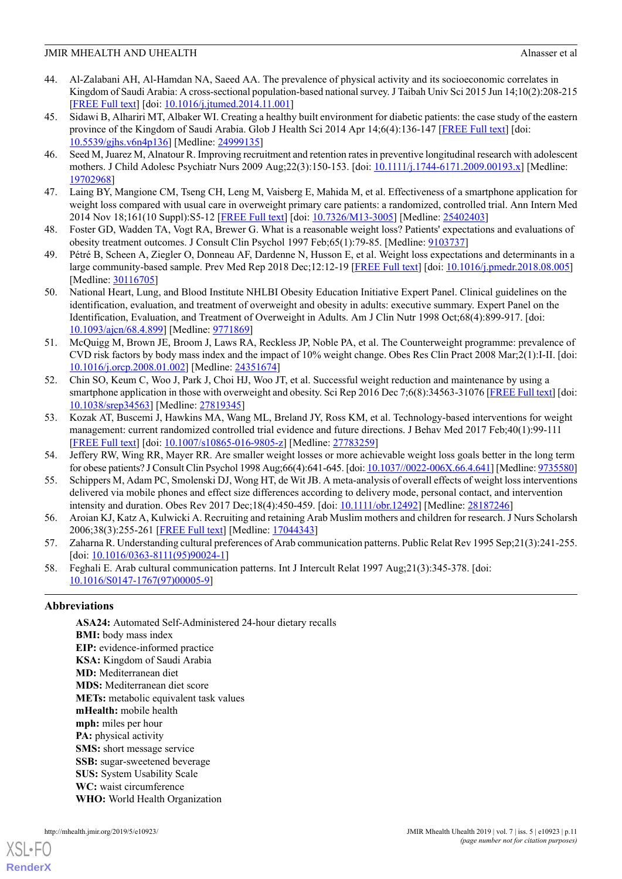44. Al-Zalabani AH, Al-Hamdan NA, Saeed AA. The prevalence of physical activity and its socioeconomic correlates in Kingdom of Saudi Arabia: A cross-sectional population-based national survey. J Taibah Univ Sci 2015 Jun 14;10(2):208-215 [FREE Full text] [doi: 10.1016/j.jtumed.2014.11.001]
45. Sidawi B, Alhariri MT, Albaker WI. Creating a healthy built environment for diabetic patients: the case study of the eastern province of the Kingdom of Saudi Arabia. Glob J Health Sci 2014 Apr 14;6(4):136-147 [FREE Full text] [doi: 10.5539/gjhs.v6n4p136] [Medline: 24999135]
46. Seed M, Juarez M, Alnatour R. Improving recruitment and retention rates in preventive longitudinal research with adolescent mothers. J Child Adolesc Psychiatr Nurs 2009 Aug;22(3):150-153. [doi: 10.1111/j.1744-6171.2009.00193.x] [Medline: 19702968]
47. Laing BY, Mangione CM, Tseng CH, Leng M, Vaisberg E, Mahida M, et al. Effectiveness of a smartphone application for weight loss compared with usual care in overweight primary care patients: a randomized, controlled trial. Ann Intern Med 2014 Nov 18;161(10 Suppl):S5-12 [FREE Full text] [doi: 10.7326/M13-3005] [Medline: 25402403]
48. Foster GD, Wadden TA, Vogt RA, Brewer G. What is a reasonable weight loss? Patients' expectations and evaluations of obesity treatment outcomes. J Consult Clin Psychol 1997 Feb;65(1):79-85. [Medline: 9103737]
49. Pétré B, Scheen A, Ziegler O, Donneau AF, Dardenne N, Husson E, et al. Weight loss expectations and determinants in a large community-based sample. Prev Med Rep 2018 Dec;12:12-19 [FREE Full text] [doi: 10.1016/j.pmedr.2018.08.005] [Medline: 30116705]
50. National Heart, Lung, and Blood Institute NHLBI Obesity Education Initiative Expert Panel. Clinical guidelines on the identification, evaluation, and treatment of overweight and obesity in adults: executive summary. Expert Panel on the Identification, Evaluation, and Treatment of Overweight in Adults. Am J Clin Nutr 1998 Oct;68(4):899-917. [doi: 10.1093/ajcn/68.4.899] [Medline: 9771869]
51. McQuigg M, Brown JE, Broom J, Laws RA, Reckless JP, Noble PA, et al. The Counterweight programme: prevalence of CVD risk factors by body mass index and the impact of 10% weight change. Obes Res Clin Pract 2008 Mar;2(1):I-II. [doi: 10.1016/j.orcp.2008.01.002] [Medline: 24351674]
52. Chin SO, Keum C, Woo J, Park J, Choi HJ, Woo JT, et al. Successful weight reduction and maintenance by using a smartphone application in those with overweight and obesity. Sci Rep 2016 Dec 7;6(8):34563-31076 [FREE Full text] [doi: 10.1038/srep34563] [Medline: 27819345]
53. Kozak AT, Buscemi J, Hawkins MA, Wang ML, Breland JY, Ross KM, et al. Technology-based interventions for weight management: current randomized controlled trial evidence and future directions. J Behav Med 2017 Feb;40(1):99-111 [FREE Full text] [doi: 10.1007/s10865-016-9805-z] [Medline: 27783259]
54. Jeffery RW, Wing RR, Mayer RR. Are smaller weight losses or more achievable weight loss goals better in the long term for obese patients? J Consult Clin Psychol 1998 Aug;66(4):641-645. [doi: 10.1037//0022-006X.66.4.641] [Medline: 9735580]
55. Schippers M, Adam PC, Smolenski DJ, Wong HT, de Wit JB. A meta-analysis of overall effects of weight loss interventions delivered via mobile phones and effect size differences according to delivery mode, personal contact, and intervention intensity and duration. Obes Rev 2017 Dec;18(4):450-459. [doi: 10.1111/obr.12492] [Medline: 28187246]
56. Aroian KJ, Katz A, Kulwicki A. Recruiting and retaining Arab Muslim mothers and children for research. J Nurs Scholarsh 2006;38(3):255-261 [FREE Full text] [Medline: 17044343]
57. Zaharna R. Understanding cultural preferences of Arab communication patterns. Public Relat Rev 1995 Sep;21(3):241-255. [doi: 10.1016/0363-8111(95)90024-1]
58. Feghali E. Arab cultural communication patterns. Int J Intercult Relat 1997 Aug;21(3):345-378. [doi: 10.1016/S0147-1767(97)00005-9]

## Abbreviations

**ASA24:** Automated Self-Administered 24-hour dietary recalls
**BMI:** body mass index
**EIP:** evidence-informed practice
**KSA:** Kingdom of Saudi Arabia
**MD:** Mediterranean diet
**MDS:** Mediterranean diet score
**METs:** metabolic equivalent task values
**mHealth:** mobile health
**mph:** miles per hour
**PA:** physical activity
**SMS:** short message service
**SSB:** sugar-sweetened beverage
**SUS:** System Usability Scale
**WC:** waist circumference
**WHO:** World Health Organization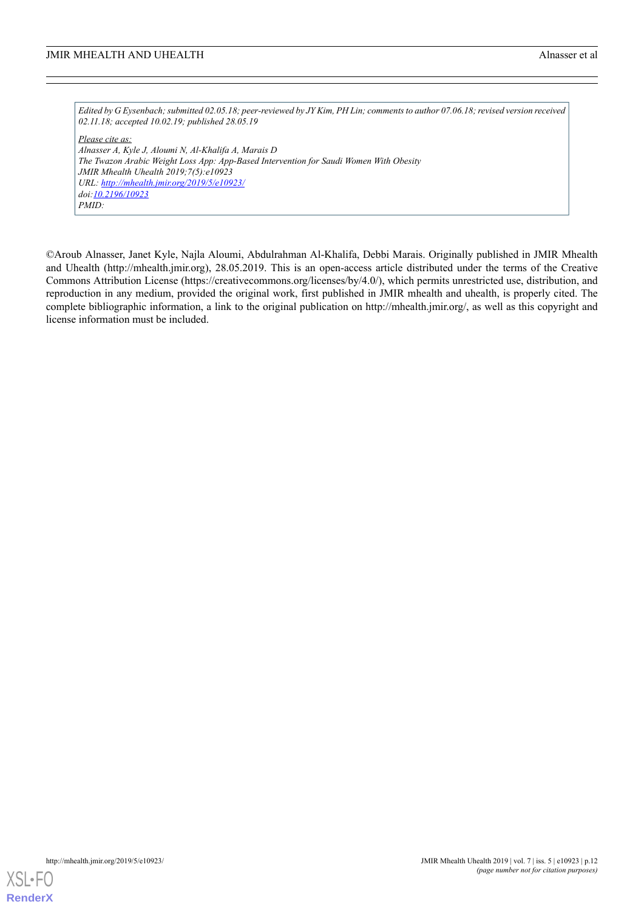*Edited by G Eysenbach; submitted 02.05.18; peer-reviewed by JY Kim, PH Lin; comments to author 07.06.18; revised version received 02.11.18; accepted 10.02.19; published 28.05.19*

*Please cite as:*
*Alnasser A, Kyle J, Aloumi N, Al-Khalifa A, Marais D*
*The Twazon Arabic Weight Loss App: App-Based Intervention for Saudi Women With Obesity*
*JMIR Mhealth Uhealth 2019;7(5):e10923*
*URL: http://mhealth.jmir.org/2019/5/e10923/*
*doi:10.2196/10923*
*PMID:*

©Aroub Alnasser, Janet Kyle, Najla Aloumi, Abdulrahman Al-Khalifa, Debbi Marais. Originally published in JMIR Mhealth and Uhealth (http://mhealth.jmir.org), 28.05.2019. This is an open-access article distributed under the terms of the Creative Commons Attribution License (https://creativecommons.org/licenses/by/4.0/), which permits unrestricted use, distribution, and reproduction in any medium, provided the original work, first published in JMIR mhealth and uhealth, is properly cited. The complete bibliographic information, a link to the original publication on http://mhealth.jmir.org/, as well as this copyright and license information must be included.